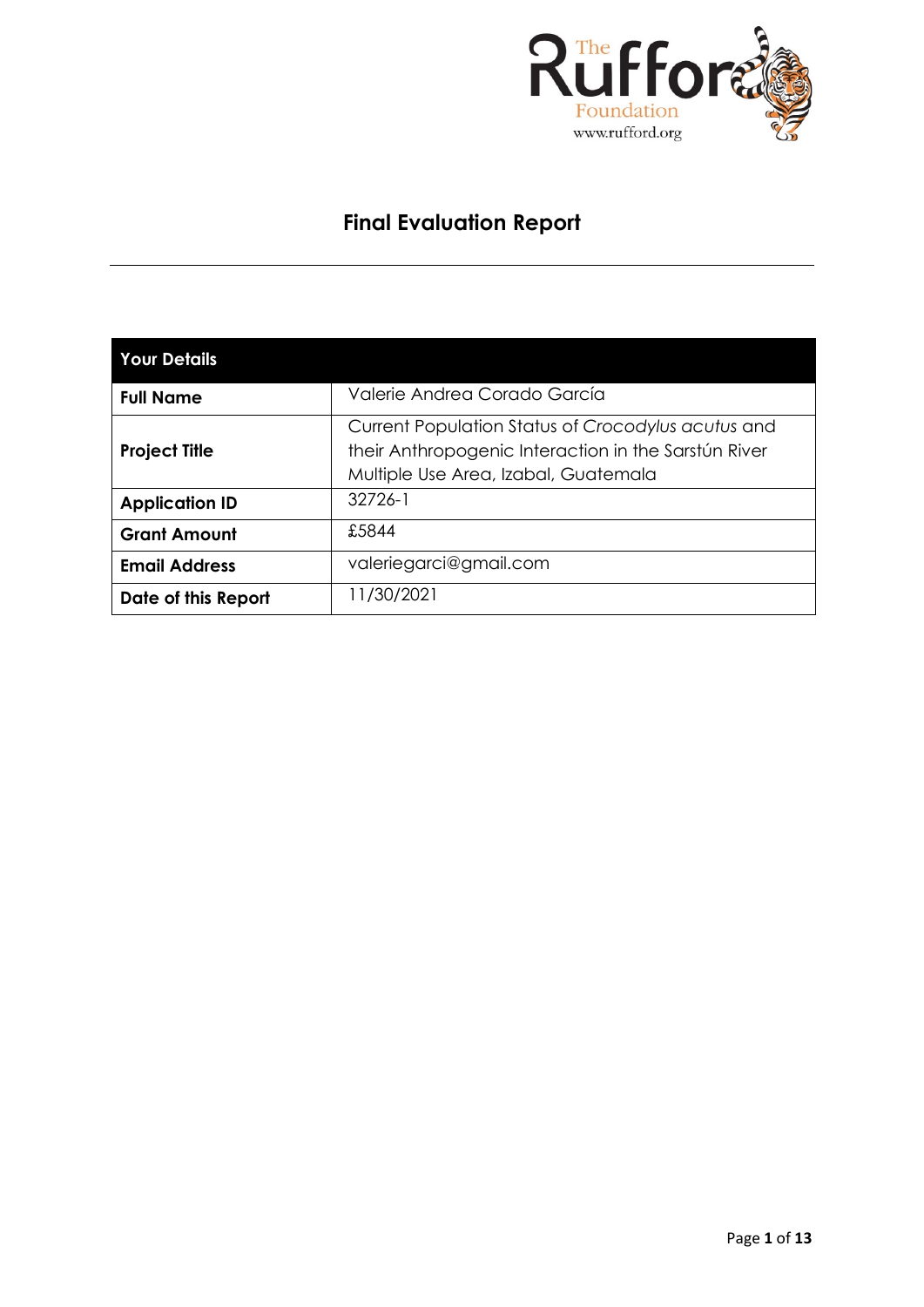# Final Evaluation Report

| Your Details | |
|---|---|
| **Full Name** | Valerie Andrea Corado García |
| **Project Title** | Current Population Status of *Crocodylus acutus* and their Anthropogenic Interaction in the Sarstún River Multiple Use Area, Izabal, Guatemala |
| **Application ID** | 32726-1 |
| **Grant Amount** | £5844 |
| **Email Address** | valeriegarci@gmail.com |
| **Date of this Report** | 11/30/2021 |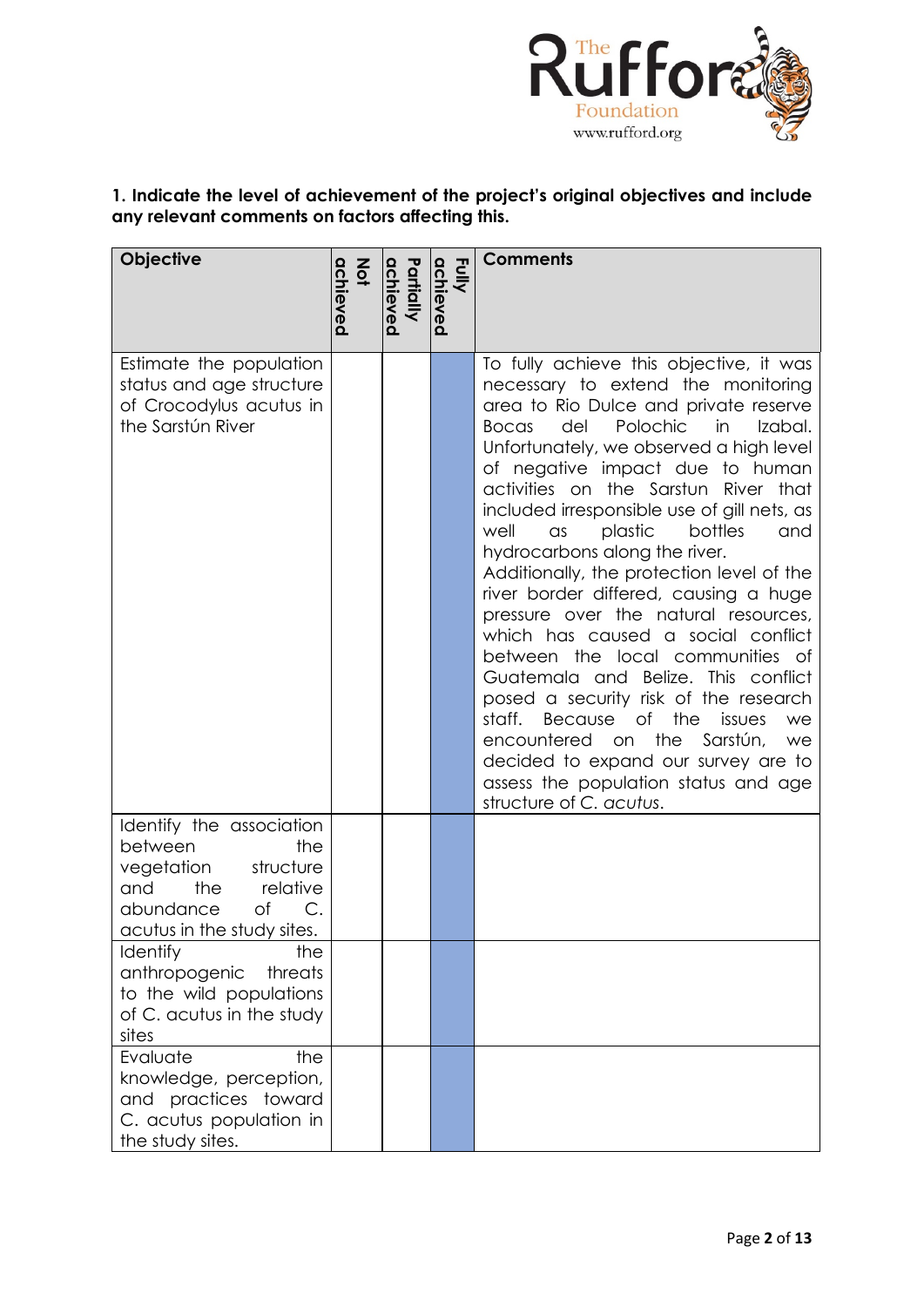**1. Indicate the level of achievement of the project's original objectives and include any relevant comments on factors affecting this.**

| Objective | Not achieved | Partially achieved | Fully achieved | Comments |
|---|---|---|---|---|
| Estimate the population status and age structure of Crocodylus acutus in the Sarstún River | | | X | To fully achieve this objective, it was necessary to extend the monitoring area to Rio Dulce and private reserve Bocas del Polochic in Izabal. Unfortunately, we observed a high level of negative impact due to human activities on the Sarstun River that included irresponsible use of gill nets, as well as plastic bottles and hydrocarbons along the river. Additionally, the protection level of the river border differed, causing a huge pressure over the natural resources, which has caused a social conflict between the local communities of Guatemala and Belize. This conflict posed a security risk of the research staff. Because of the issues we encountered on the Sarstún, we decided to expand our survey are to assess the population status and age structure of *C. acutus*. |
| Identify the association between the vegetation structure and the relative abundance of C. acutus in the study sites. | | | X | |
| Identify the anthropogenic threats to the wild populations of C. acutus in the study sites | | | X | |
| Evaluate the knowledge, perception, and practices toward C. acutus population in the study sites. | | | X | |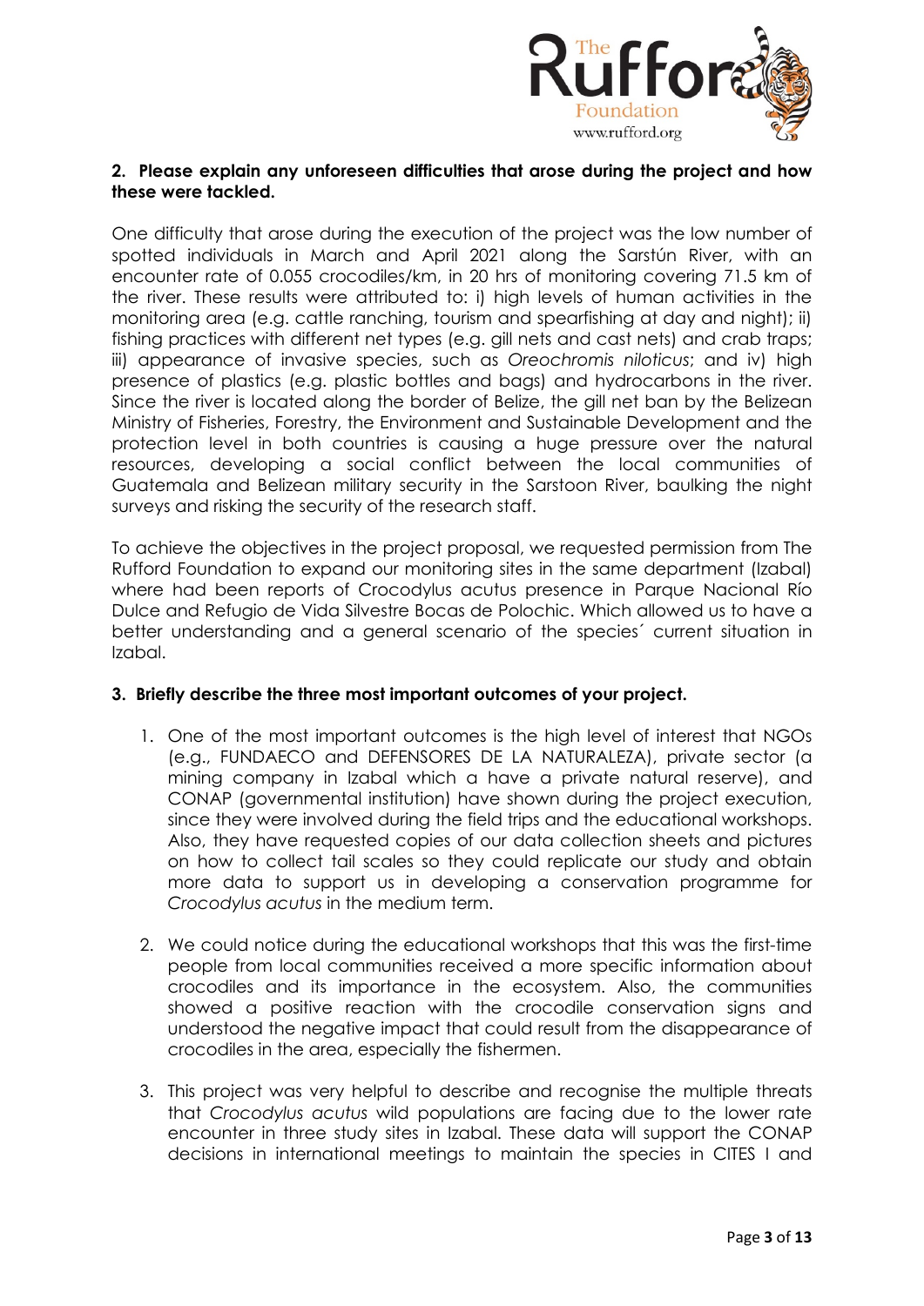**2. Please explain any unforeseen difficulties that arose during the project and how these were tackled.**

One difficulty that arose during the execution of the project was the low number of spotted individuals in March and April 2021 along the Sarstún River, with an encounter rate of 0.055 crocodiles/km, in 20 hrs of monitoring covering 71.5 km of the river. These results were attributed to: i) high levels of human activities in the monitoring area (e.g. cattle ranching, tourism and spearfishing at day and night); ii) fishing practices with different net types (e.g. gill nets and cast nets) and crab traps; iii) appearance of invasive species, such as *Oreochromis niloticus*; and iv) high presence of plastics (e.g. plastic bottles and bags) and hydrocarbons in the river. Since the river is located along the border of Belize, the gill net ban by the Belizean Ministry of Fisheries, Forestry, the Environment and Sustainable Development and the protection level in both countries is causing a huge pressure over the natural resources, developing a social conflict between the local communities of Guatemala and Belizean military security in the Sarstoon River, baulking the night surveys and risking the security of the research staff.

To achieve the objectives in the project proposal, we requested permission from The Rufford Foundation to expand our monitoring sites in the same department (Izabal) where had been reports of Crocodylus acutus presence in Parque Nacional Río Dulce and Refugio de Vida Silvestre Bocas de Polochic. Which allowed us to have a better understanding and a general scenario of the species´ current situation in Izabal.

**3. Briefly describe the three most important outcomes of your project.**

1. One of the most important outcomes is the high level of interest that NGOs (e.g., FUNDAECO and DEFENSORES DE LA NATURALEZA), private sector (a mining company in Izabal which a have a private natural reserve), and CONAP (governmental institution) have shown during the project execution, since they were involved during the field trips and the educational workshops. Also, they have requested copies of our data collection sheets and pictures on how to collect tail scales so they could replicate our study and obtain more data to support us in developing a conservation programme for *Crocodylus acutus* in the medium term.

2. We could notice during the educational workshops that this was the first-time people from local communities received a more specific information about crocodiles and its importance in the ecosystem. Also, the communities showed a positive reaction with the crocodile conservation signs and understood the negative impact that could result from the disappearance of crocodiles in the area, especially the fishermen.

3. This project was very helpful to describe and recognise the multiple threats that *Crocodylus acutus* wild populations are facing due to the lower rate encounter in three study sites in Izabal. These data will support the CONAP decisions in international meetings to maintain the species in CITES I and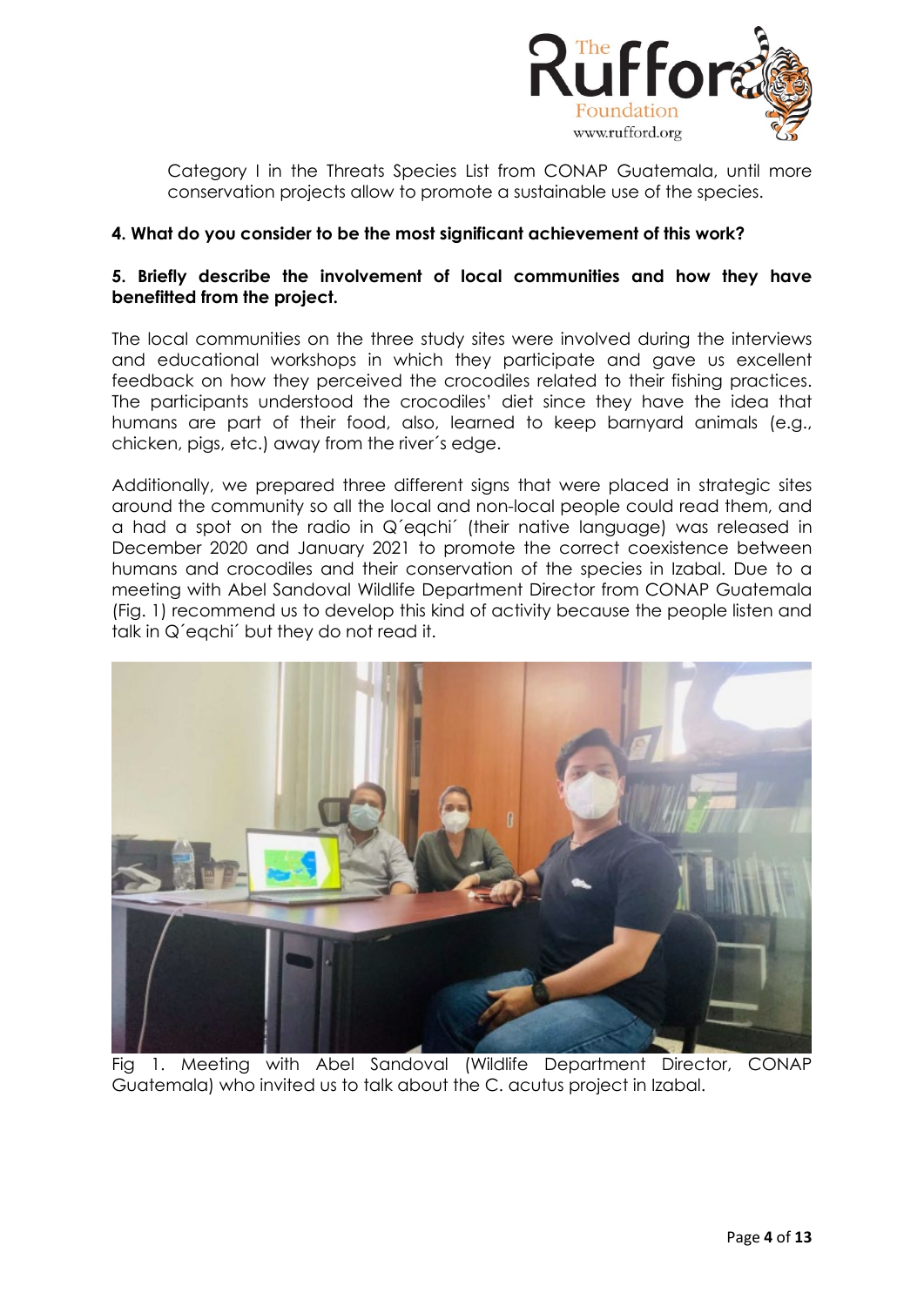Category I in the Threats Species List from CONAP Guatemala, until more conservation projects allow to promote a sustainable use of the species.

**4. What do you consider to be the most significant achievement of this work?**

**5. Briefly describe the involvement of local communities and how they have benefitted from the project.**

The local communities on the three study sites were involved during the interviews and educational workshops in which they participate and gave us excellent feedback on how they perceived the crocodiles related to their fishing practices. The participants understood the crocodiles' diet since they have the idea that humans are part of their food, also, learned to keep barnyard animals (e.g., chicken, pigs, etc.) away from the river´s edge.

Additionally, we prepared three different signs that were placed in strategic sites around the community so all the local and non-local people could read them, and a had a spot on the radio in Q´eqchi´ (their native language) was released in December 2020 and January 2021 to promote the correct coexistence between humans and crocodiles and their conservation of the species in Izabal. Due to a meeting with Abel Sandoval Wildlife Department Director from CONAP Guatemala (Fig. 1) recommend us to develop this kind of activity because the people listen and talk in Q´eqchi´ but they do not read it.

Fig 1. Meeting with Abel Sandoval (Wildlife Department Director, CONAP Guatemala) who invited us to talk about the C. acutus project in Izabal.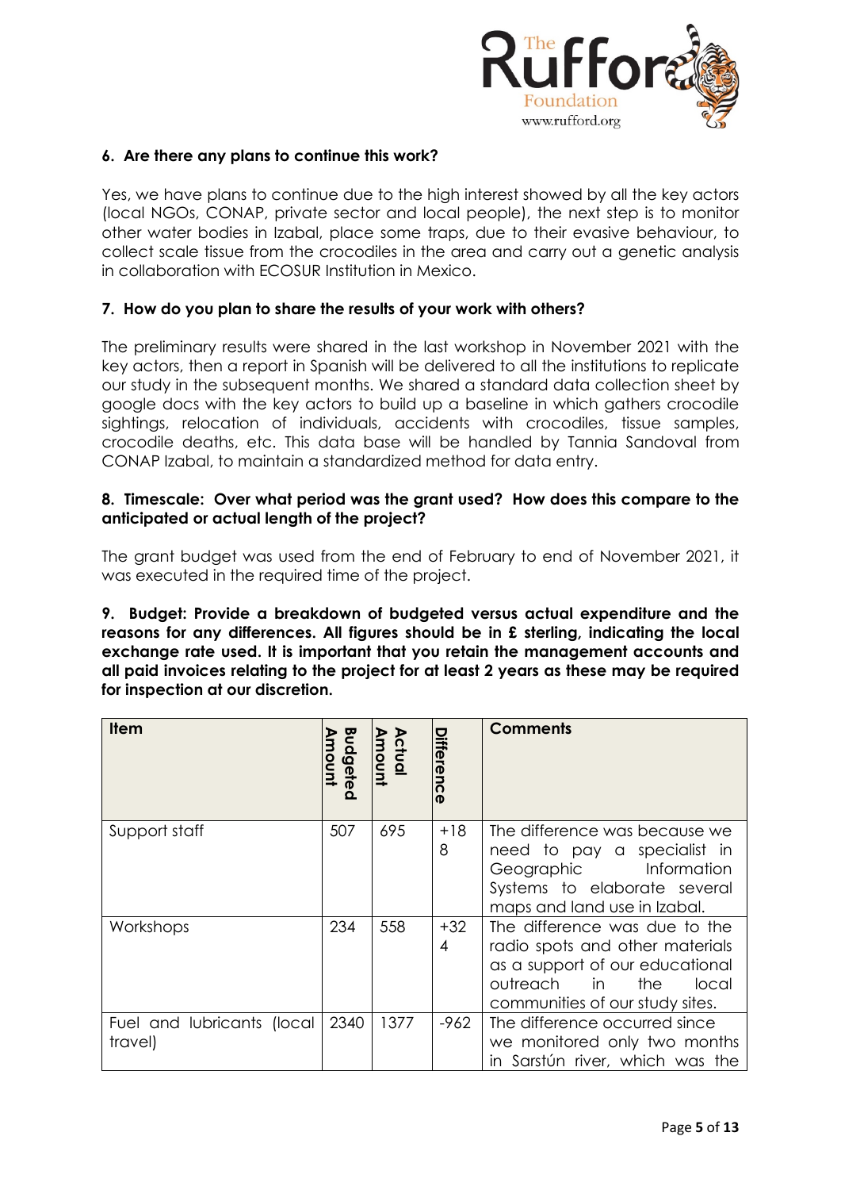**6. Are there any plans to continue this work?**

Yes, we have plans to continue due to the high interest showed by all the key actors (local NGOs, CONAP, private sector and local people), the next step is to monitor other water bodies in Izabal, place some traps, due to their evasive behaviour, to collect scale tissue from the crocodiles in the area and carry out a genetic analysis in collaboration with ECOSUR Institution in Mexico.

**7. How do you plan to share the results of your work with others?**

The preliminary results were shared in the last workshop in November 2021 with the key actors, then a report in Spanish will be delivered to all the institutions to replicate our study in the subsequent months. We shared a standard data collection sheet by google docs with the key actors to build up a baseline in which gathers crocodile sightings, relocation of individuals, accidents with crocodiles, tissue samples, crocodile deaths, etc. This data base will be handled by Tannia Sandoval from CONAP Izabal, to maintain a standardized method for data entry.

**8. Timescale: Over what period was the grant used? How does this compare to the anticipated or actual length of the project?**

The grant budget was used from the end of February to end of November 2021, it was executed in the required time of the project.

**9. Budget: Provide a breakdown of budgeted versus actual expenditure and the reasons for any differences. All figures should be in £ sterling, indicating the local exchange rate used. It is important that you retain the management accounts and all paid invoices relating to the project for at least 2 years as these may be required for inspection at our discretion.**

| Item | Budgeted Amount | Actual Amount | Difference | Comments |
|---|---|---|---|---|
| Support staff | 507 | 695 | +188 | The difference was because we need to pay a specialist in Geographic Information Systems to elaborate several maps and land use in Izabal. |
| Workshops | 234 | 558 | +324 | The difference was due to the radio spots and other materials as a support of our educational outreach in the local communities of our study sites. |
| Fuel and lubricants (local travel) | 2340 | 1377 | -962 | The difference occurred since we monitored only two months in Sarstún river, which was the |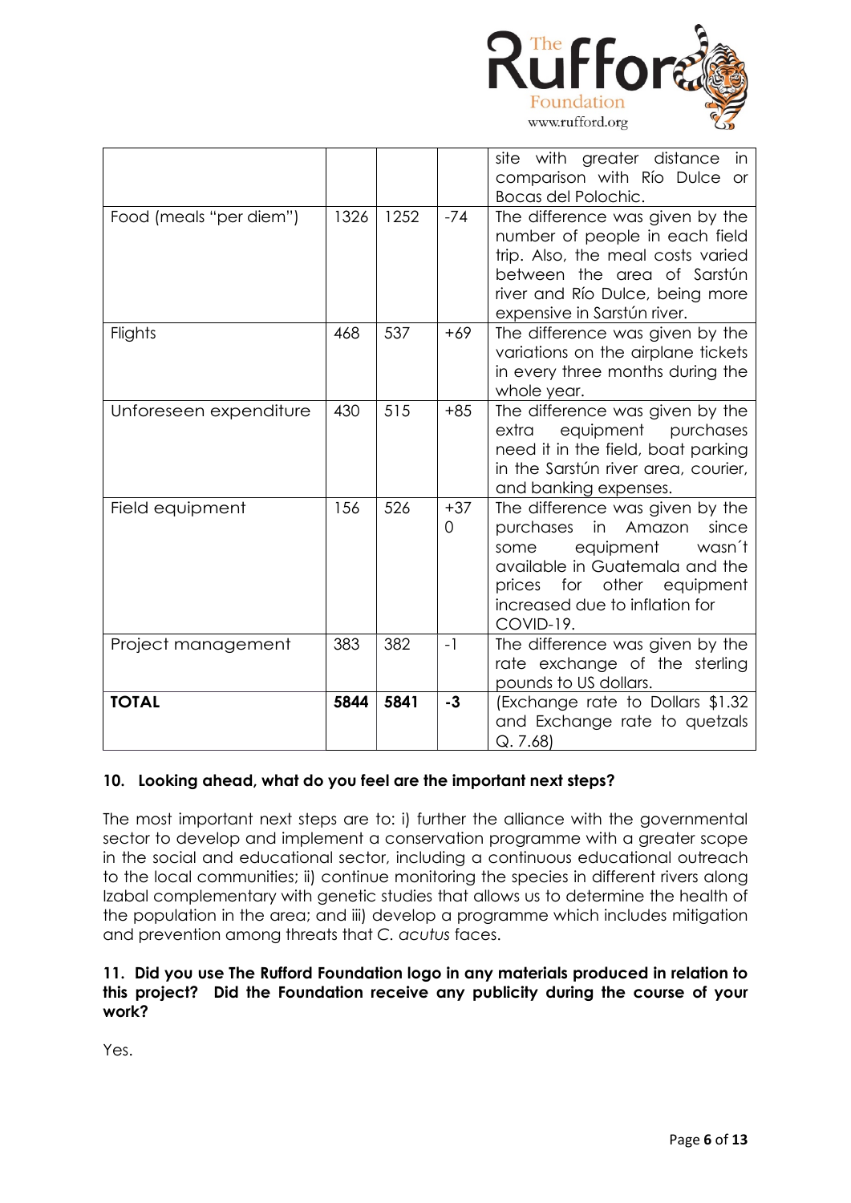| | | | | |
|---|---|---|---|---|
| | | | | site with greater distance in comparison with Río Dulce or Bocas del Polochic. |
| Food (meals "per diem") | 1326 | 1252 | -74 | The difference was given by the number of people in each field trip. Also, the meal costs varied between the area of Sarstún river and Río Dulce, being more expensive in Sarstún river. |
| Flights | 468 | 537 | +69 | The difference was given by the variations on the airplane tickets in every three months during the whole year. |
| Unforeseen expenditure | 430 | 515 | +85 | The difference was given by the extra equipment purchases need it in the field, boat parking in the Sarstún river area, courier, and banking expenses. |
| Field equipment | 156 | 526 | +370 | The difference was given by the purchases in Amazon since some equipment wasn´t available in Guatemala and the prices for other equipment increased due to inflation for COVID-19. |
| Project management | 383 | 382 | -1 | The difference was given by the rate exchange of the sterling pounds to US dollars. |
| **TOTAL** | **5844** | **5841** | **-3** | (Exchange rate to Dollars $1.32 and Exchange rate to quetzals Q. 7.68) |

**10. Looking ahead, what do you feel are the important next steps?**

The most important next steps are to: i) further the alliance with the governmental sector to develop and implement a conservation programme with a greater scope in the social and educational sector, including a continuous educational outreach to the local communities; ii) continue monitoring the species in different rivers along Izabal complementary with genetic studies that allows us to determine the health of the population in the area; and iii) develop a programme which includes mitigation and prevention among threats that *C. acutus* faces.

**11. Did you use The Rufford Foundation logo in any materials produced in relation to this project? Did the Foundation receive any publicity during the course of your work?**

Yes.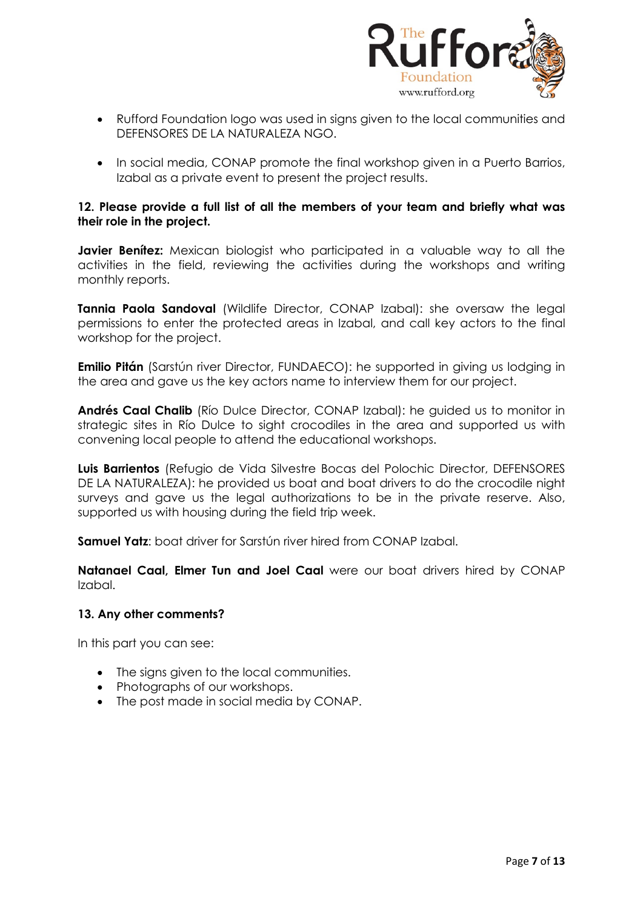- Rufford Foundation logo was used in signs given to the local communities and DEFENSORES DE LA NATURALEZA NGO.
- In social media, CONAP promote the final workshop given in a Puerto Barrios, Izabal as a private event to present the project results.

**12. Please provide a full list of all the members of your team and briefly what was their role in the project.**

**Javier Benítez:** Mexican biologist who participated in a valuable way to all the activities in the field, reviewing the activities during the workshops and writing monthly reports.

**Tannia Paola Sandoval** (Wildlife Director, CONAP Izabal): she oversaw the legal permissions to enter the protected areas in Izabal, and call key actors to the final workshop for the project.

**Emilio Pitán** (Sarstún river Director, FUNDAECO): he supported in giving us lodging in the area and gave us the key actors name to interview them for our project.

**Andrés Caal Chalib** (Río Dulce Director, CONAP Izabal): he guided us to monitor in strategic sites in Río Dulce to sight crocodiles in the area and supported us with convening local people to attend the educational workshops.

**Luis Barrientos** (Refugio de Vida Silvestre Bocas del Polochic Director, DEFENSORES DE LA NATURALEZA): he provided us boat and boat drivers to do the crocodile night surveys and gave us the legal authorizations to be in the private reserve. Also, supported us with housing during the field trip week.

**Samuel Yatz**: boat driver for Sarstún river hired from CONAP Izabal.

**Natanael Caal, Elmer Tun and Joel Caal** were our boat drivers hired by CONAP Izabal.

**13. Any other comments?**

In this part you can see:

- The signs given to the local communities.
- Photographs of our workshops.
- The post made in social media by CONAP.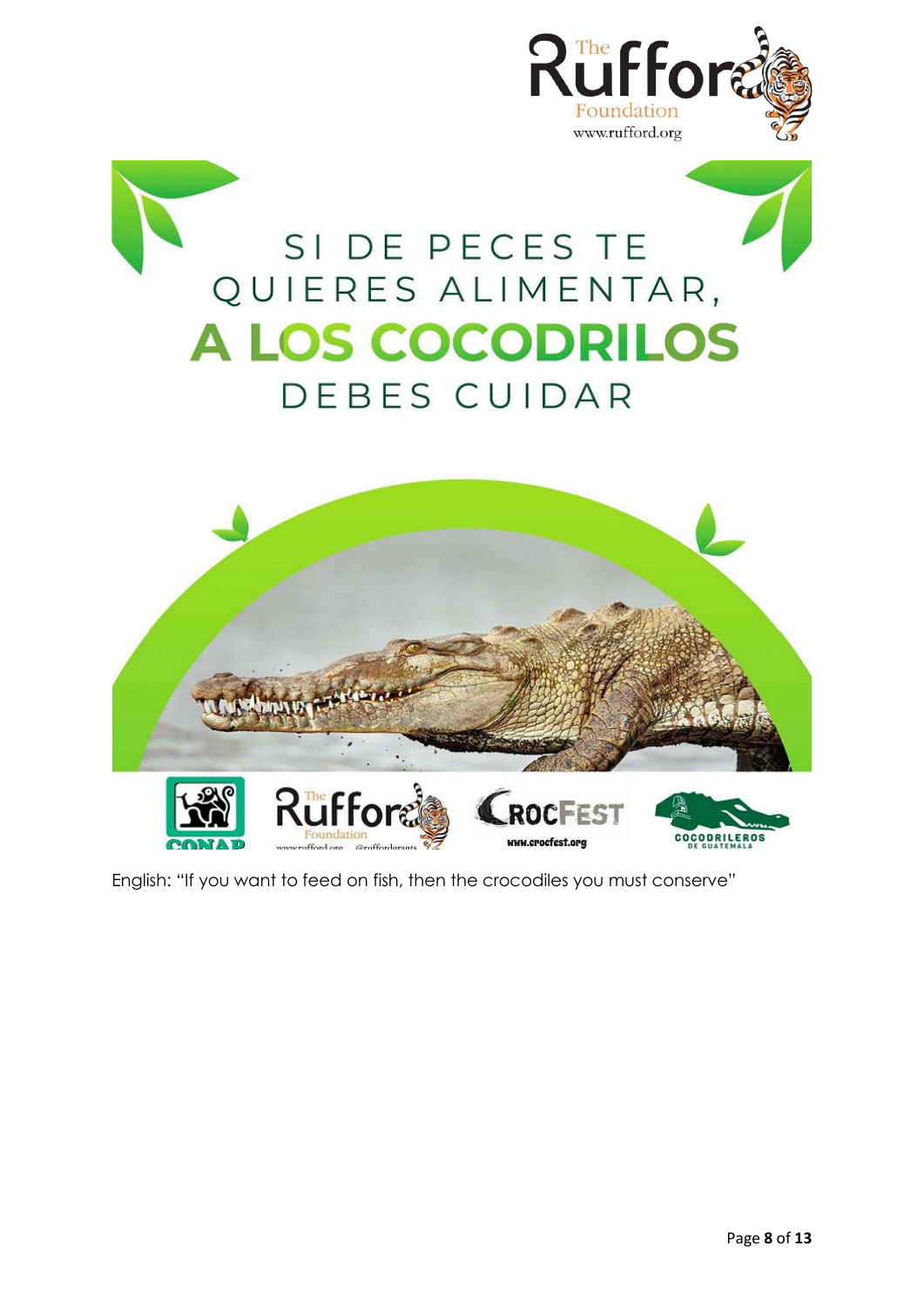SI DE PECES TE QUIERES ALIMENTAR, **A LOS COCODRILOS** DEBES CUIDAR

English: "If you want to feed on fish, then the crocodiles you must conserve"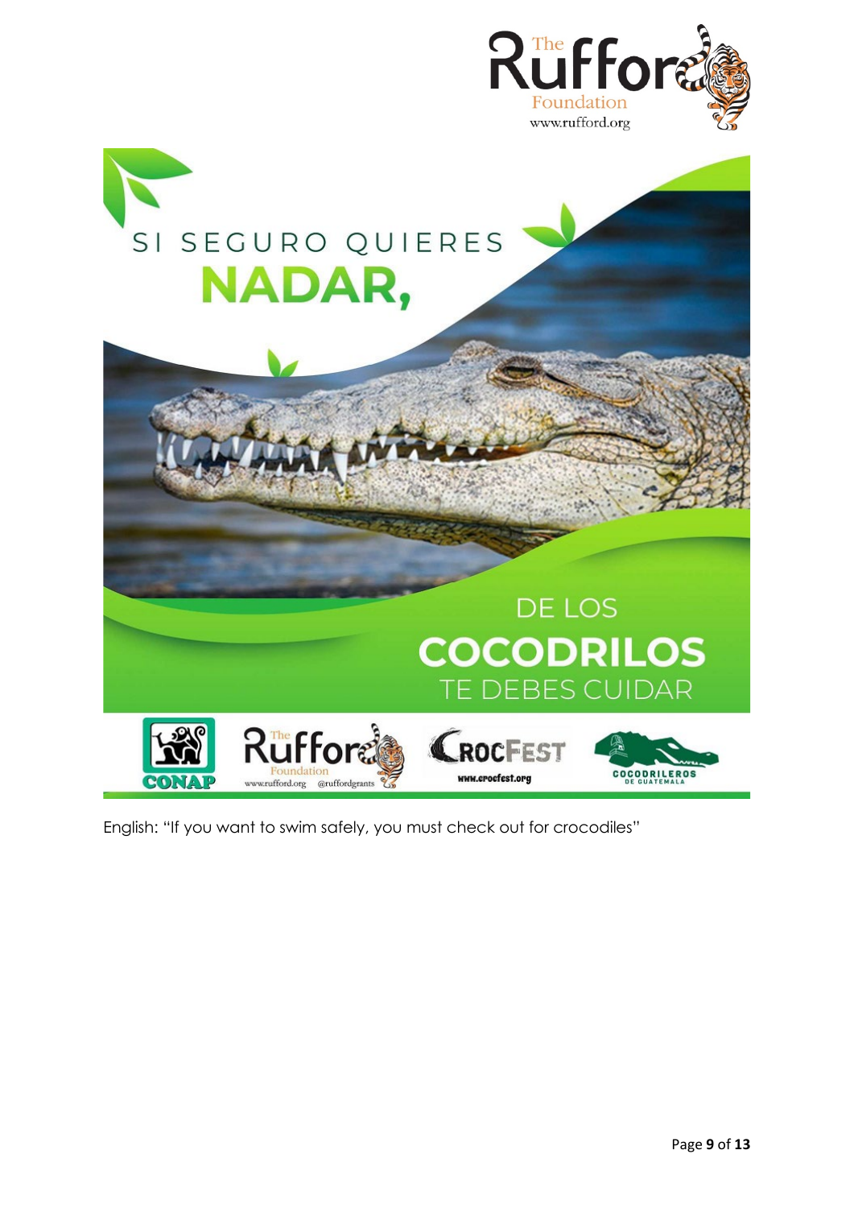SI SEGURO QUIERES

**NADAR,**

DE LOS

**COCODRILOS**

TE DEBES CUIDAR

CONAP | The Rufford Foundation www.rufford.org @ruffordgrants | CROCFEST www.crocfest.org | COCODRILEROS DE GUATEMALA

English: "If you want to swim safely, you must check out for crocodiles"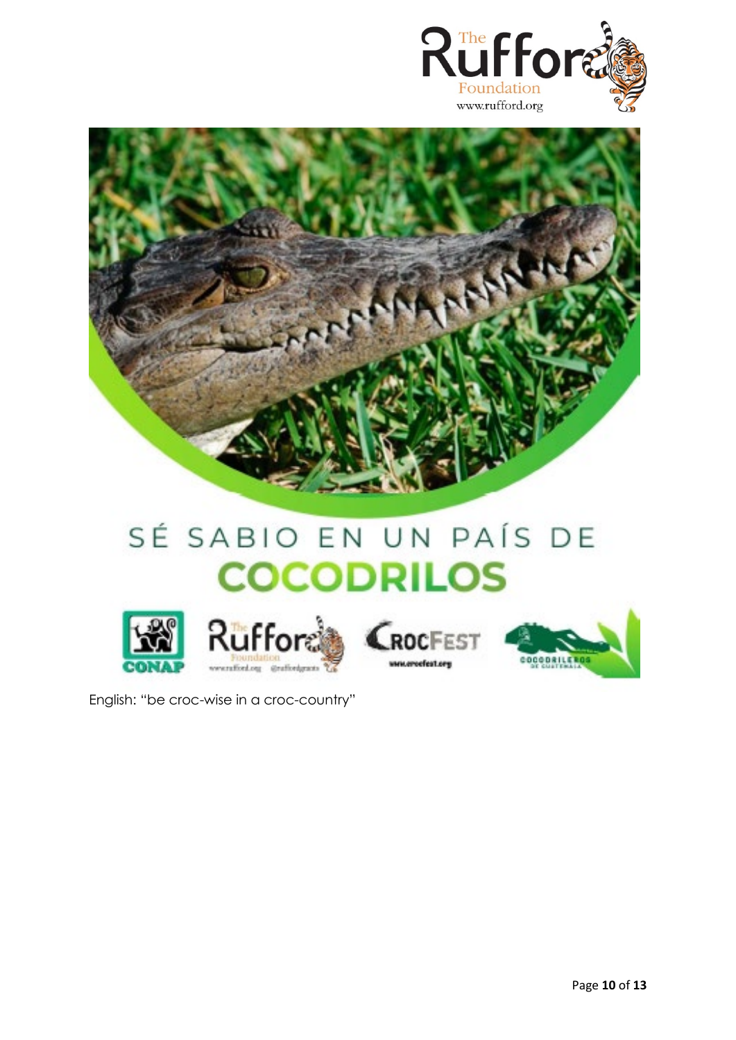SÉ SABIO EN UN PAÍS DE

**COCODRILOS**

English: "be croc-wise in a croc-country"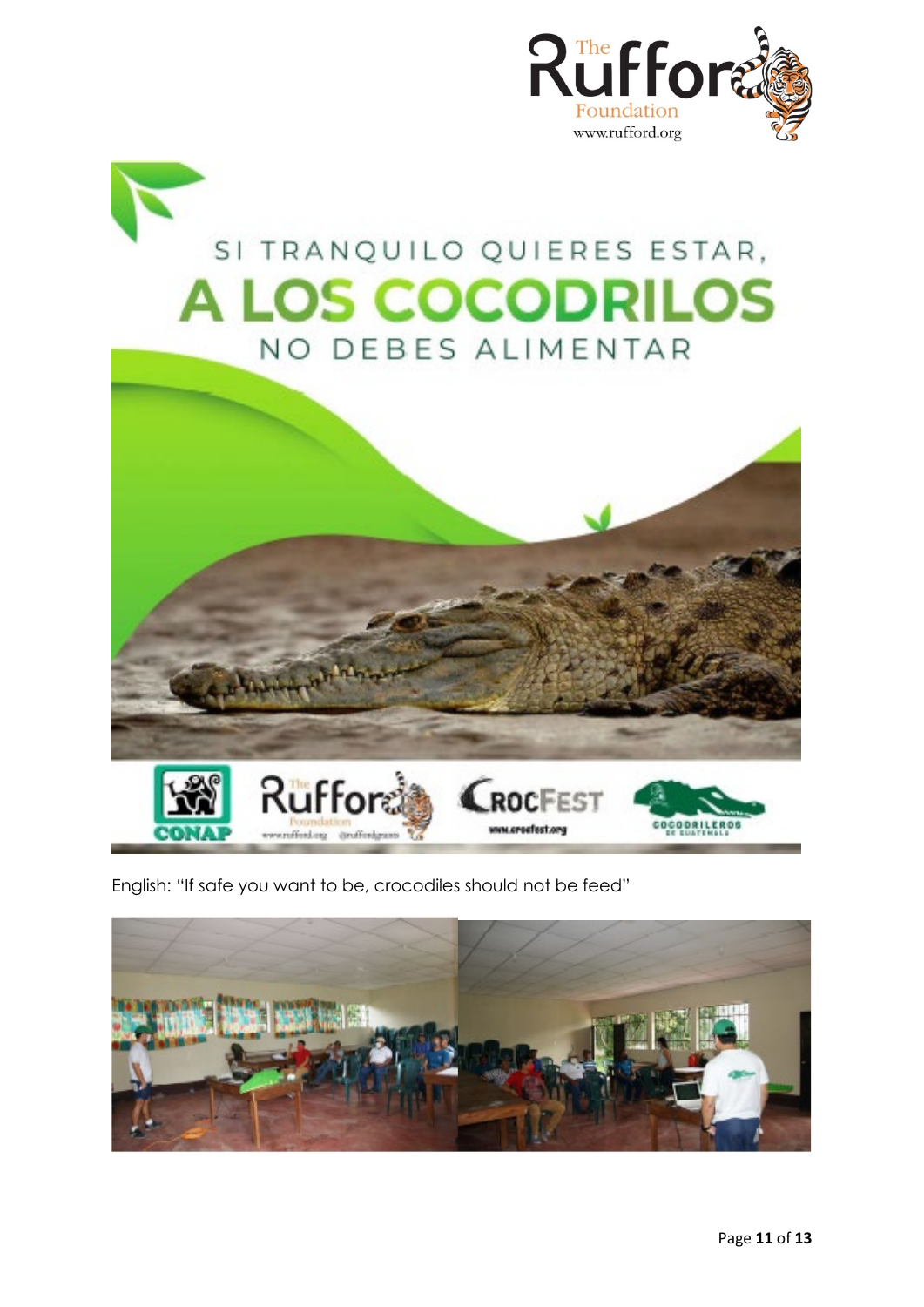SI TRANQUILO QUIERES ESTAR,

A LOS COCODRILOS

NO DEBES ALIMENTAR

English: "If safe you want to be, crocodiles should not be feed"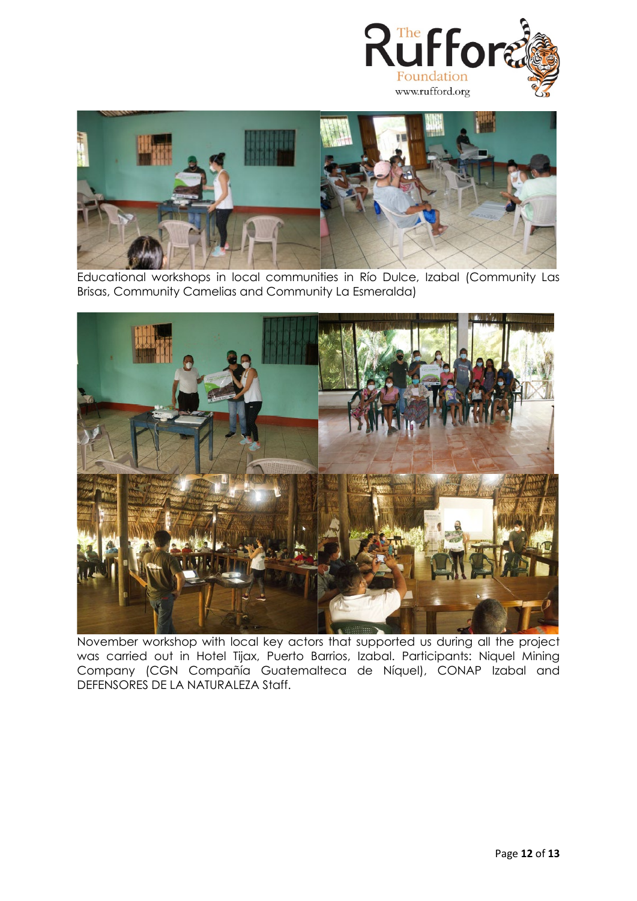Educational workshops in local communities in Río Dulce, Izabal (Community Las Brisas, Community Camelias and Community La Esmeralda)

November workshop with local key actors that supported us during all the project was carried out in Hotel Tijax, Puerto Barrios, Izabal. Participants: Niquel Mining Company (CGN Compañía Guatemalteca de Níquel), CONAP Izabal and DEFENSORES DE LA NATURALEZA Staff.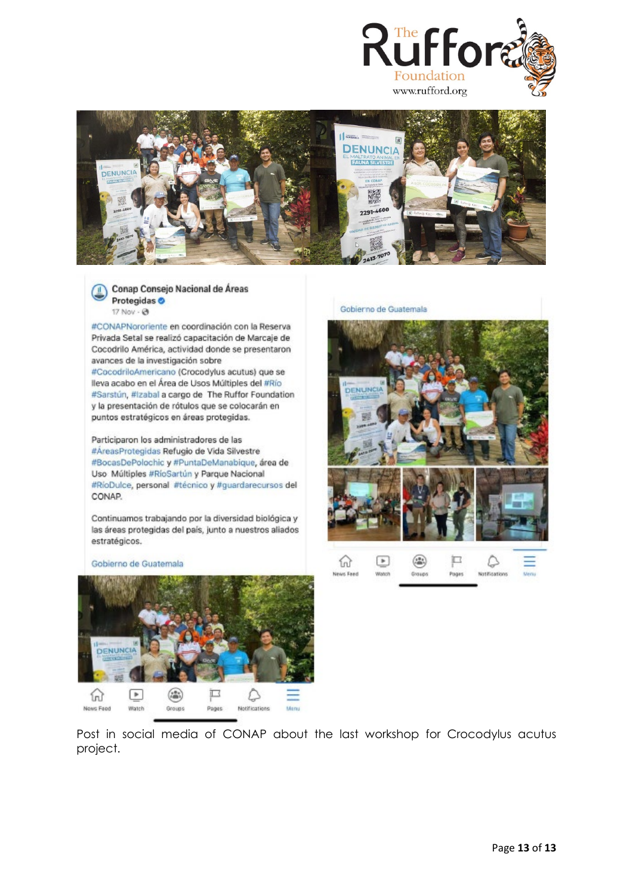Conap Consejo Nacional de Áreas Protegidas

17 Nov ·

#CONAPNororiente en coordinación con la Reserva Privada Setal se realizó capacitación de Marcaje de Cocodrilo América, actividad donde se presentaron avances de la investigación sobre #CocodriloAmericano (Crocodylus acutus) que se lleva acabo en el Área de Usos Múltiples del #Río #Sarstún, #Izabal a cargo de The Ruffor Foundation y la presentación de rótulos que se colocarán en puntos estratégicos en áreas protegidas.

Participaron los administradores de las #ÁreasProtegidas Refugio de Vida Silvestre #BocasDePolochic y #PuntaDeManabique, área de Uso Múltiples #RioSartún y Parque Nacional #RíoDulce, personal #técnico y #guardarecursos del CONAP.

Continuamos trabajando por la diversidad biológica y las áreas protegidas del país, junto a nuestros aliados estratégicos.

Gobierno de Guatemala

Gobierno de Guatemala

Post in social media of CONAP about the last workshop for Crocodylus acutus project.